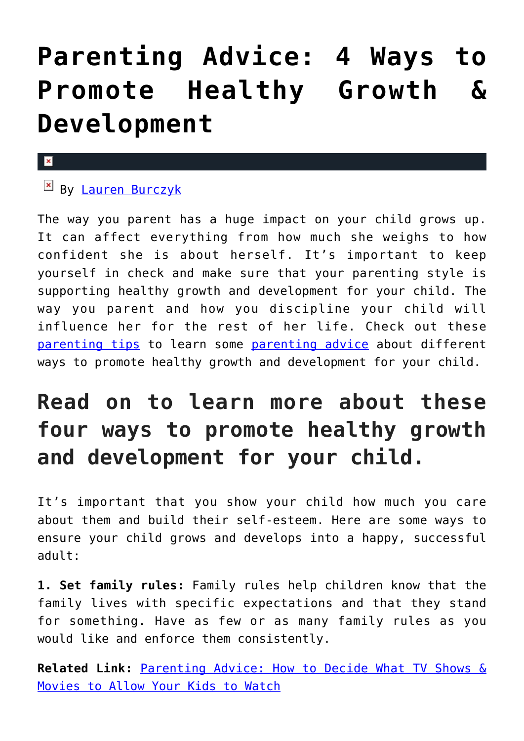# Parenting Advice: 4 Ways to Promote Healthy Growth & Development

By [Lauren Burczyk]

The way you parent has a huge impact on your child grows up. It can affect everything from how much she weighs to how confident she is about herself. It's important to keep yourself in check and make sure that your parenting style is supporting healthy growth and development for your child. The way you parent and how you discipline your child will influence her for the rest of her life. Check out these parenting tips to learn some parenting advice about different ways to promote healthy growth and development for your child.

## Read on to learn more about these four ways to promote healthy growth and development for your child.

It's important that you show your child how much you care about them and build their self-esteem. Here are some ways to ensure your child grows and develops into a happy, successful adult:

**1. Set family rules:** Family rules help children know that the family lives with specific expectations and that they stand for something. Have as few or as many family rules as you would like and enforce them consistently.

**Related Link:** Parenting Advice: How to Decide What TV Shows & Movies to Allow Your Kids to Watch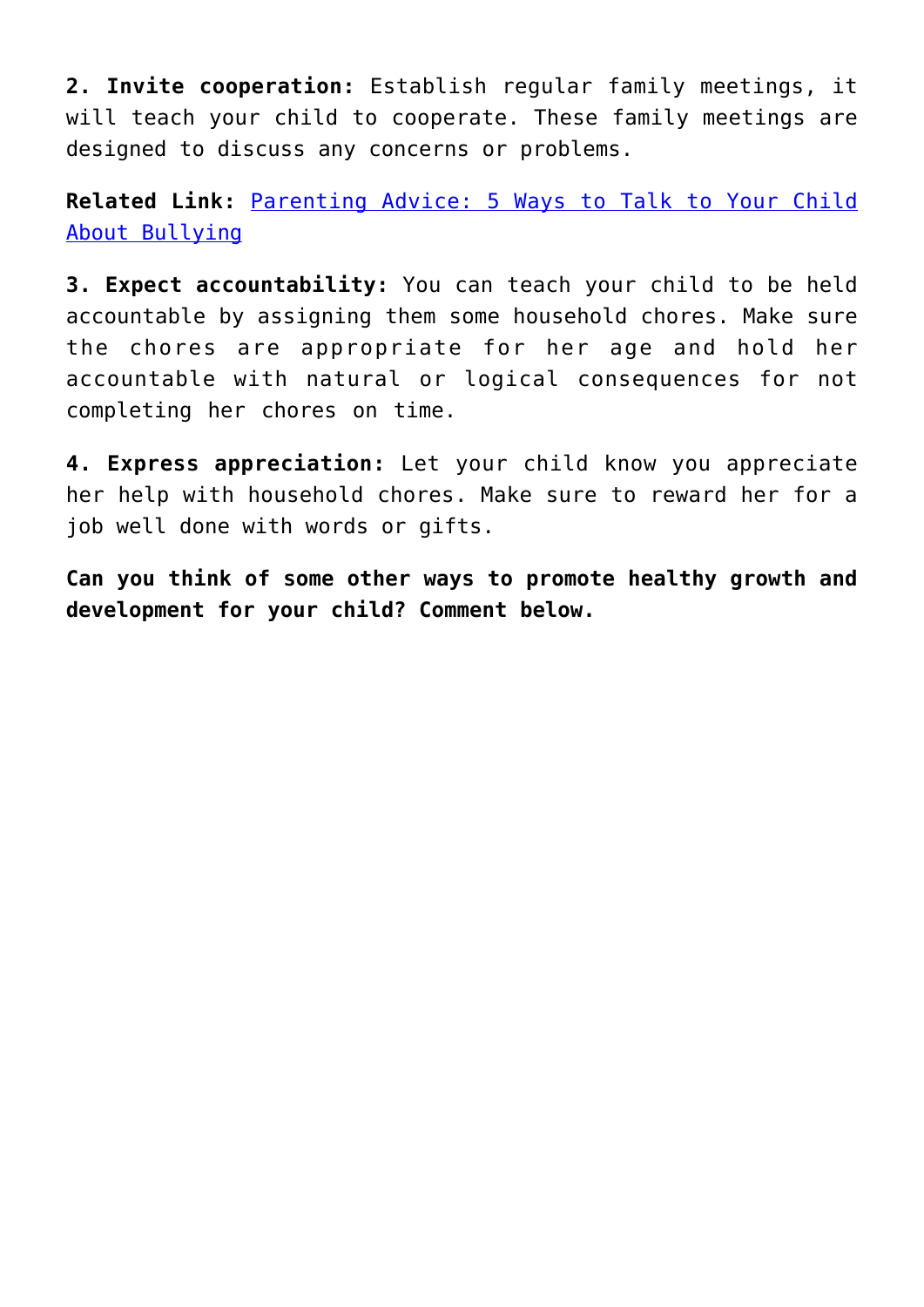**2. Invite cooperation:** Establish regular family meetings, it will teach your child to cooperate. These family meetings are designed to discuss any concerns or problems.

**Related Link:** Parenting Advice: 5 Ways to Talk to Your Child About Bullying

**3. Expect accountability:** You can teach your child to be held accountable by assigning them some household chores. Make sure the chores are appropriate for her age and hold her accountable with natural or logical consequences for not completing her chores on time.

**4. Express appreciation:** Let your child know you appreciate her help with household chores. Make sure to reward her for a job well done with words or gifts.

**Can you think of some other ways to promote healthy growth and development for your child? Comment below.**